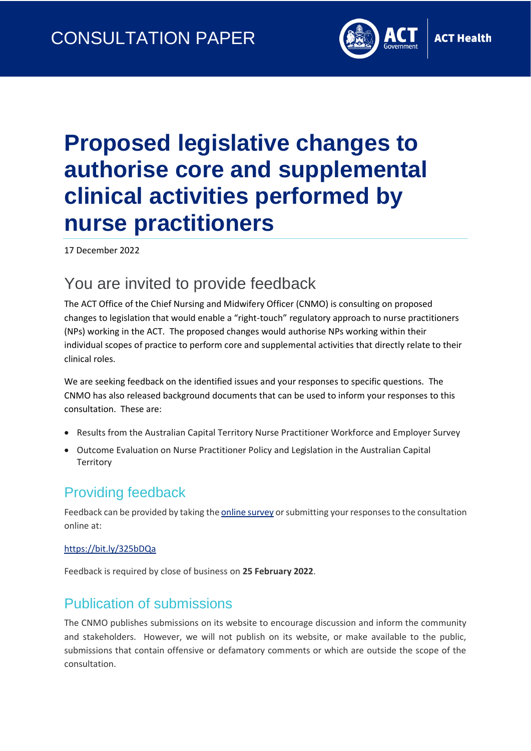CONSULTATION PAPER

# Proposed legislative changes to authorise core and supplemental clinical activities performed by nurse practitioners

17 December 2022

## You are invited to provide feedback

The ACT Office of the Chief Nursing and Midwifery Officer (CNMO) is consulting on proposed changes to legislation that would enable a "right-touch" regulatory approach to nurse practitioners (NPs) working in the ACT. The proposed changes would authorise NPs working within their individual scopes of practice to perform core and supplemental activities that directly relate to their clinical roles.

We are seeking feedback on the identified issues and your responses to specific questions. The CNMO has also released background documents that can be used to inform your responses to this consultation. These are:

- Results from the Australian Capital Territory Nurse Practitioner Workforce and Employer Survey
- Outcome Evaluation on Nurse Practitioner Policy and Legislation in the Australian Capital Territory

### Providing feedback

Feedback can be provided by taking the online survey or submitting your responses to the consultation online at:

https://bit.ly/325bDQa

Feedback is required by close of business on **25 February 2022**.

### Publication of submissions

The CNMO publishes submissions on its website to encourage discussion and inform the community and stakeholders. However, we will not publish on its website, or make available to the public, submissions that contain offensive or defamatory comments or which are outside the scope of the consultation.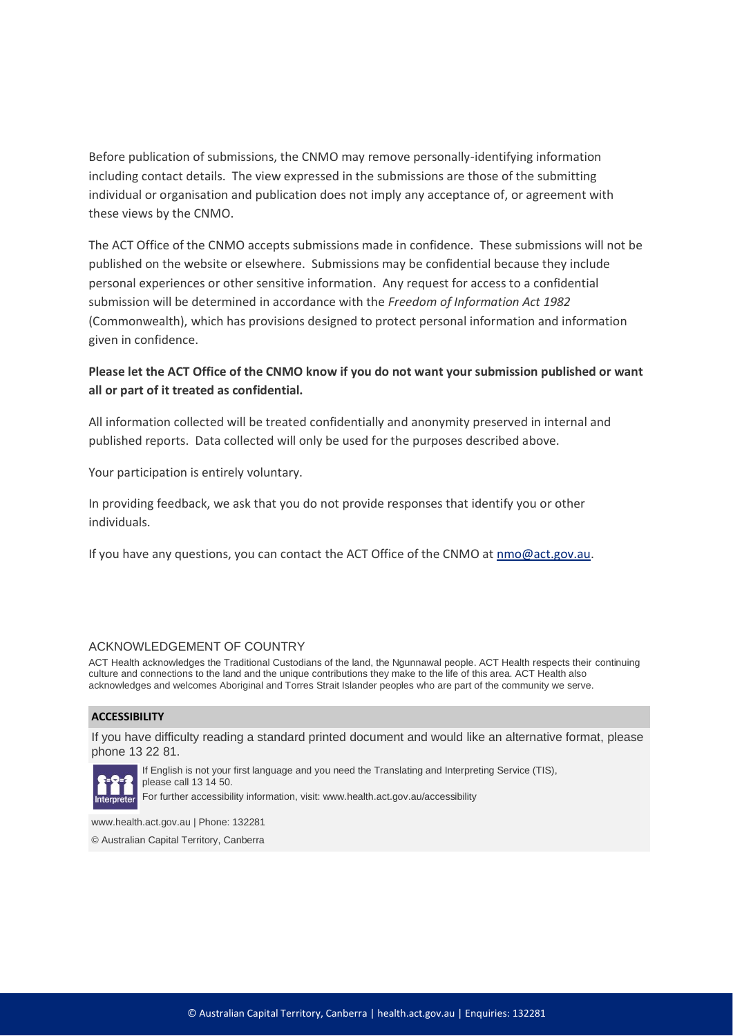Before publication of submissions, the CNMO may remove personally-identifying information including contact details. The view expressed in the submissions are those of the submitting individual or organisation and publication does not imply any acceptance of, or agreement with these views by the CNMO.

The ACT Office of the CNMO accepts submissions made in confidence. These submissions will not be published on the website or elsewhere. Submissions may be confidential because they include personal experiences or other sensitive information. Any request for access to a confidential submission will be determined in accordance with the *Freedom of Information Act 1982* (Commonwealth), which has provisions designed to protect personal information and information given in confidence.

**Please let the ACT Office of the CNMO know if you do not want your submission published or want all or part of it treated as confidential.**

All information collected will be treated confidentially and anonymity preserved in internal and published reports. Data collected will only be used for the purposes described above.

Your participation is entirely voluntary.

In providing feedback, we ask that you do not provide responses that identify you or other individuals.

If you have any questions, you can contact the ACT Office of the CNMO at [nmo@act.gov.au](mailto:nmo@act.gov.au).

## ACKNOWLEDGEMENT OF COUNTRY

ACT Health acknowledges the Traditional Custodians of the land, the Ngunnawal people. ACT Health respects their continuing culture and connections to the land and the unique contributions they make to the life of this area. ACT Health also acknowledges and welcomes Aboriginal and Torres Strait Islander peoples who are part of the community we serve.

## ACCESSIBILITY

If you have difficulty reading a standard printed document and would like an alternative format, please phone 13 22 81.

If English is not your first language and you need the Translating and Interpreting Service (TIS), please call 13 14 50.

For further accessibility information, visit: www.health.act.gov.au/accessibility

www.health.act.gov.au | Phone: 132281

© Australian Capital Territory, Canberra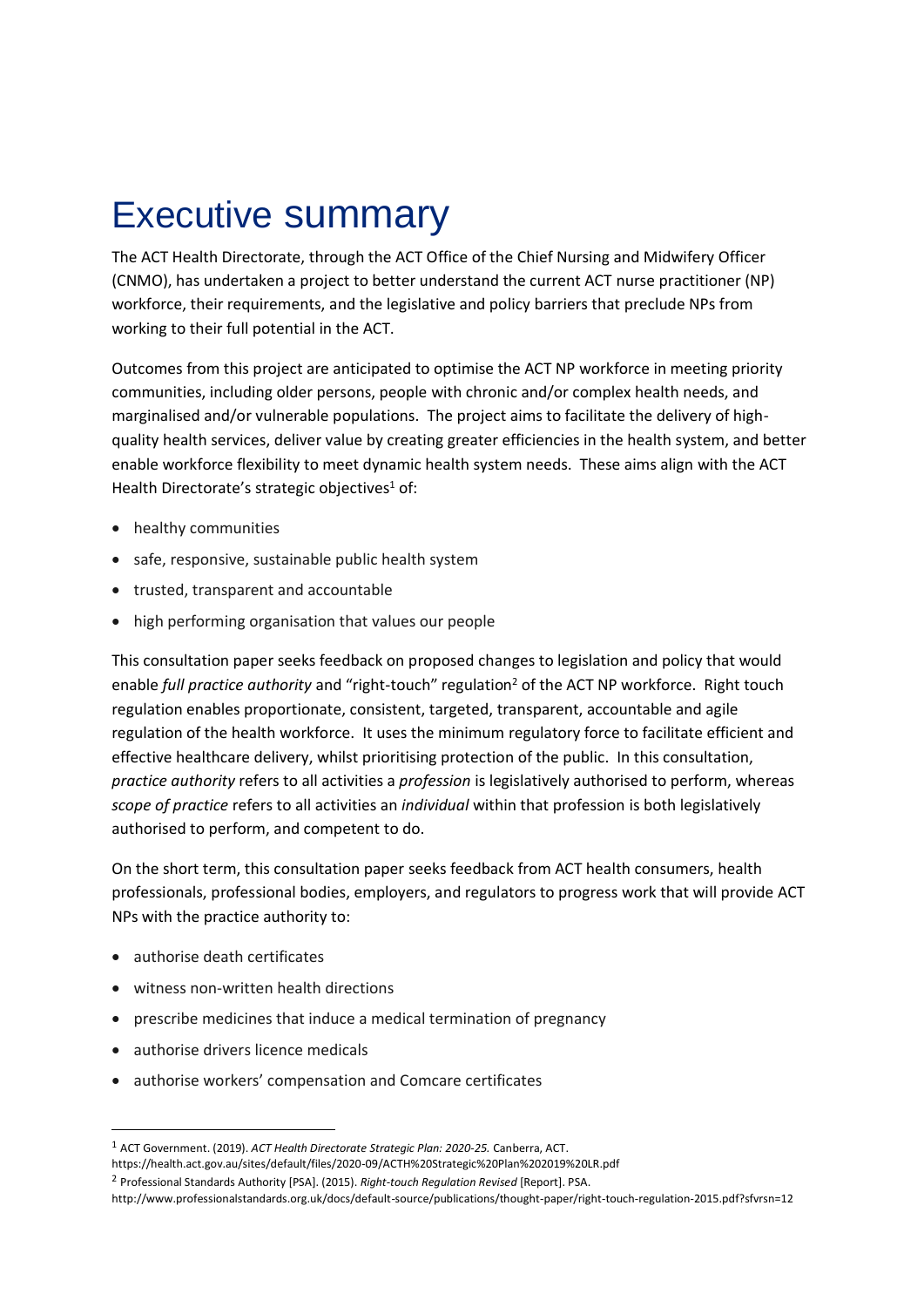# Executive summary

The ACT Health Directorate, through the ACT Office of the Chief Nursing and Midwifery Officer (CNMO), has undertaken a project to better understand the current ACT nurse practitioner (NP) workforce, their requirements, and the legislative and policy barriers that preclude NPs from working to their full potential in the ACT.

Outcomes from this project are anticipated to optimise the ACT NP workforce in meeting priority communities, including older persons, people with chronic and/or complex health needs, and marginalised and/or vulnerable populations. The project aims to facilitate the delivery of high-quality health services, deliver value by creating greater efficiencies in the health system, and better enable workforce flexibility to meet dynamic health system needs. These aims align with the ACT Health Directorate's strategic objectives[1] of:

- healthy communities
- safe, responsive, sustainable public health system
- trusted, transparent and accountable
- high performing organisation that values our people

This consultation paper seeks feedback on proposed changes to legislation and policy that would enable *full practice authority* and "right-touch" regulation[2] of the ACT NP workforce. Right touch regulation enables proportionate, consistent, targeted, transparent, accountable and agile regulation of the health workforce. It uses the minimum regulatory force to facilitate efficient and effective healthcare delivery, whilst prioritising protection of the public. In this consultation, *practice authority* refers to all activities a *profession* is legislatively authorised to perform, whereas *scope of practice* refers to all activities an *individual* within that profession is both legislatively authorised to perform, and competent to do.

On the short term, this consultation paper seeks feedback from ACT health consumers, health professionals, professional bodies, employers, and regulators to progress work that will provide ACT NPs with the practice authority to:

- authorise death certificates
- witness non-written health directions
- prescribe medicines that induce a medical termination of pregnancy
- authorise drivers licence medicals
- authorise workers' compensation and Comcare certificates

[1] ACT Government. (2019). *ACT Health Directorate Strategic Plan: 2020-25.* Canberra, ACT. https://health.act.gov.au/sites/default/files/2020-09/ACTH%20Strategic%20Plan%202019%20LR.pdf

[2] Professional Standards Authority [PSA]. (2015). *Right-touch Regulation Revised* [Report]. PSA. http://www.professionalstandards.org.uk/docs/default-source/publications/thought-paper/right-touch-regulation-2015.pdf?sfvrsn=12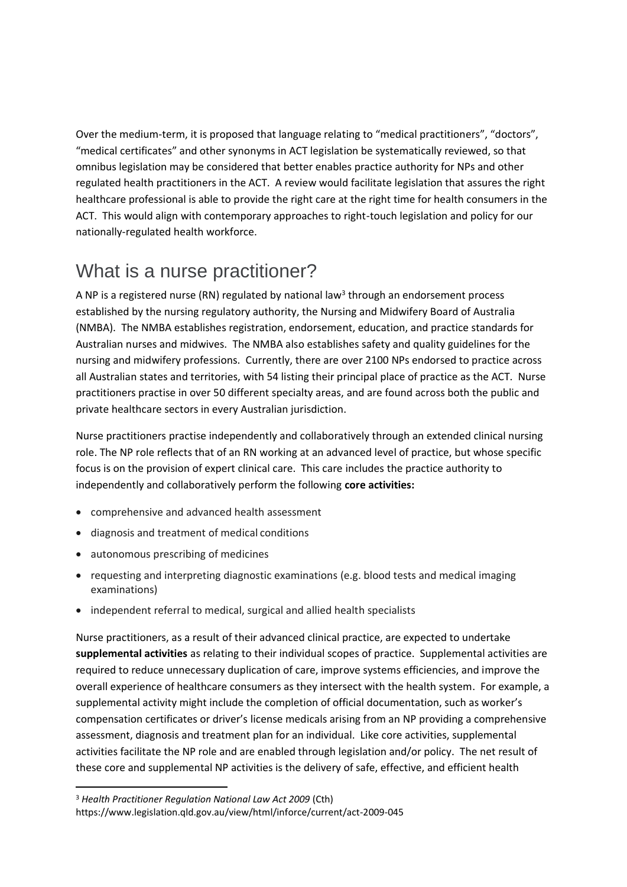Over the medium-term, it is proposed that language relating to "medical practitioners", "doctors", "medical certificates" and other synonyms in ACT legislation be systematically reviewed, so that omnibus legislation may be considered that better enables practice authority for NPs and other regulated health practitioners in the ACT. A review would facilitate legislation that assures the right healthcare professional is able to provide the right care at the right time for health consumers in the ACT. This would align with contemporary approaches to right-touch legislation and policy for our nationally-regulated health workforce.

# What is a nurse practitioner?

A NP is a registered nurse (RN) regulated by national law[3] through an endorsement process established by the nursing regulatory authority, the Nursing and Midwifery Board of Australia (NMBA). The NMBA establishes registration, endorsement, education, and practice standards for Australian nurses and midwives. The NMBA also establishes safety and quality guidelines for the nursing and midwifery professions. Currently, there are over 2100 NPs endorsed to practice across all Australian states and territories, with 54 listing their principal place of practice as the ACT. Nurse practitioners practise in over 50 different specialty areas, and are found across both the public and private healthcare sectors in every Australian jurisdiction.

Nurse practitioners practise independently and collaboratively through an extended clinical nursing role. The NP role reflects that of an RN working at an advanced level of practice, but whose specific focus is on the provision of expert clinical care. This care includes the practice authority to independently and collaboratively perform the following **core activities:**

- comprehensive and advanced health assessment
- diagnosis and treatment of medical conditions
- autonomous prescribing of medicines
- requesting and interpreting diagnostic examinations (e.g. blood tests and medical imaging examinations)
- independent referral to medical, surgical and allied health specialists

Nurse practitioners, as a result of their advanced clinical practice, are expected to undertake **supplemental activities** as relating to their individual scopes of practice. Supplemental activities are required to reduce unnecessary duplication of care, improve systems efficiencies, and improve the overall experience of healthcare consumers as they intersect with the health system. For example, a supplemental activity might include the completion of official documentation, such as worker's compensation certificates or driver's license medicals arising from an NP providing a comprehensive assessment, diagnosis and treatment plan for an individual. Like core activities, supplemental activities facilitate the NP role and are enabled through legislation and/or policy. The net result of these core and supplemental NP activities is the delivery of safe, effective, and efficient health

---

[3] *Health Practitioner Regulation National Law Act 2009* (Cth) https://www.legislation.qld.gov.au/view/html/inforce/current/act-2009-045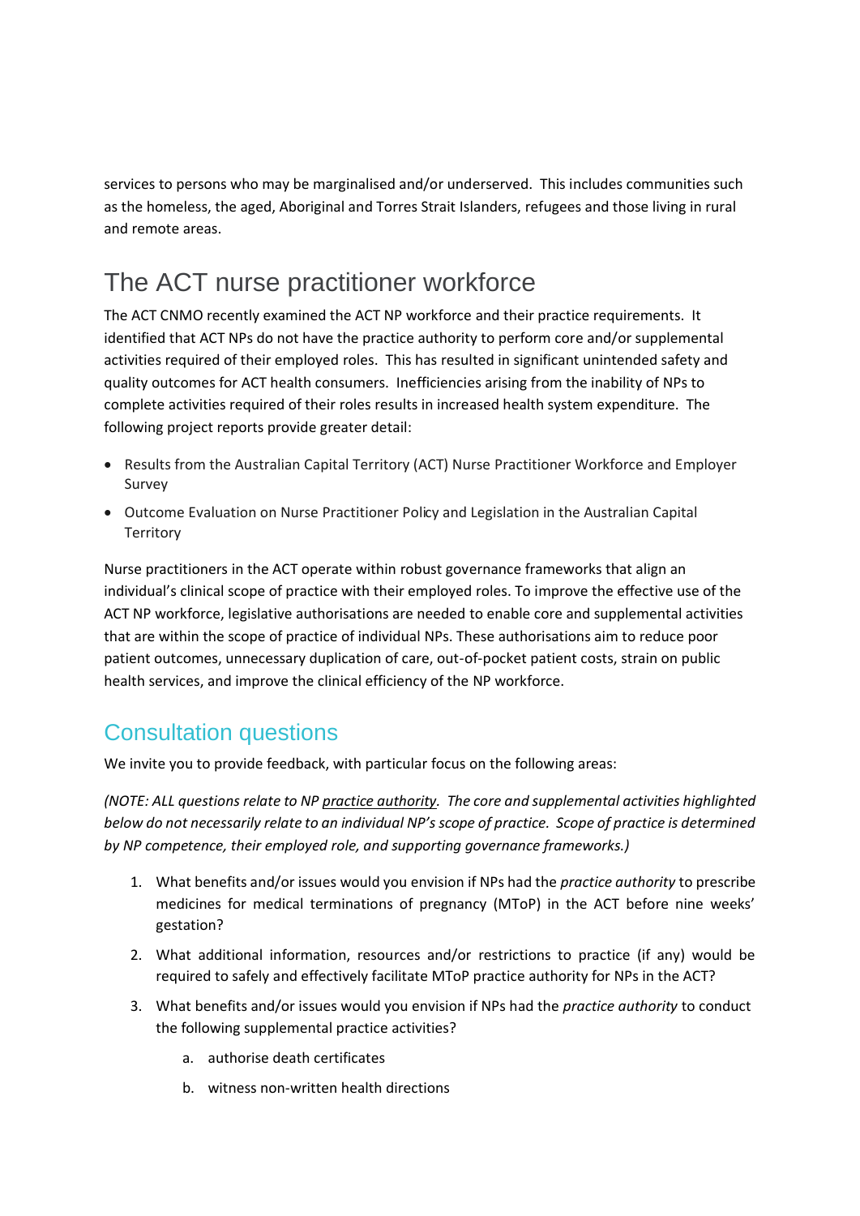services to persons who may be marginalised and/or underserved. This includes communities such as the homeless, the aged, Aboriginal and Torres Strait Islanders, refugees and those living in rural and remote areas.

# The ACT nurse practitioner workforce

The ACT CNMO recently examined the ACT NP workforce and their practice requirements. It identified that ACT NPs do not have the practice authority to perform core and/or supplemental activities required of their employed roles. This has resulted in significant unintended safety and quality outcomes for ACT health consumers. Inefficiencies arising from the inability of NPs to complete activities required of their roles results in increased health system expenditure. The following project reports provide greater detail:

- Results from the Australian Capital Territory (ACT) Nurse Practitioner Workforce and Employer Survey
- Outcome Evaluation on Nurse Practitioner Policy and Legislation in the Australian Capital Territory

Nurse practitioners in the ACT operate within robust governance frameworks that align an individual's clinical scope of practice with their employed roles. To improve the effective use of the ACT NP workforce, legislative authorisations are needed to enable core and supplemental activities that are within the scope of practice of individual NPs. These authorisations aim to reduce poor patient outcomes, unnecessary duplication of care, out-of-pocket patient costs, strain on public health services, and improve the clinical efficiency of the NP workforce.

## Consultation questions

We invite you to provide feedback, with particular focus on the following areas:

*(NOTE: ALL questions relate to NP practice authority. The core and supplemental activities highlighted below do not necessarily relate to an individual NP's scope of practice. Scope of practice is determined by NP competence, their employed role, and supporting governance frameworks.)*

1. What benefits and/or issues would you envision if NPs had the *practice authority* to prescribe medicines for medical terminations of pregnancy (MToP) in the ACT before nine weeks' gestation?
2. What additional information, resources and/or restrictions to practice (if any) would be required to safely and effectively facilitate MToP practice authority for NPs in the ACT?
3. What benefits and/or issues would you envision if NPs had the *practice authority* to conduct the following supplemental practice activities?
   a. authorise death certificates
   b. witness non-written health directions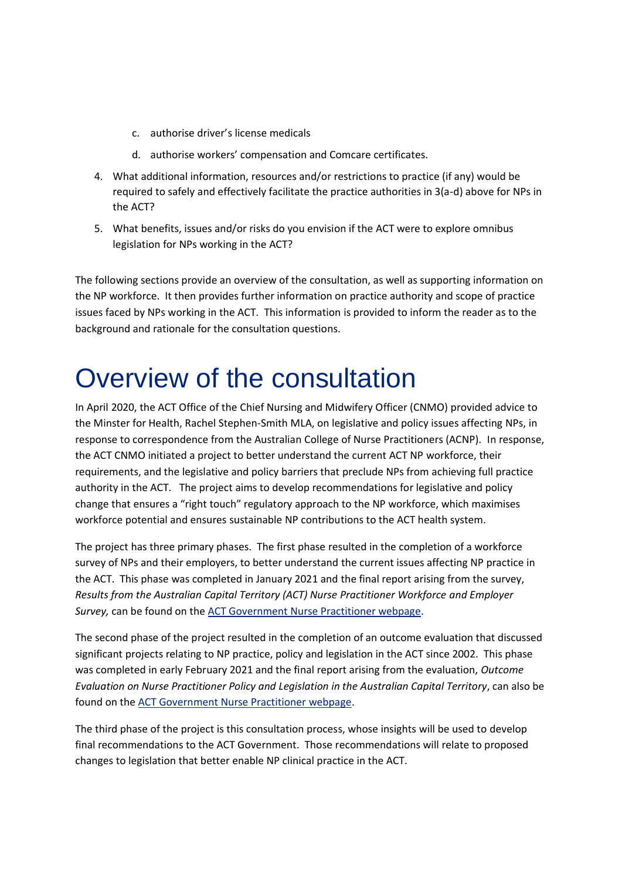c. authorise driver's license medicals

d. authorise workers' compensation and Comcare certificates.

4. What additional information, resources and/or restrictions to practice (if any) would be required to safely and effectively facilitate the practice authorities in 3(a-d) above for NPs in the ACT?
5. What benefits, issues and/or risks do you envision if the ACT were to explore omnibus legislation for NPs working in the ACT?

The following sections provide an overview of the consultation, as well as supporting information on the NP workforce. It then provides further information on practice authority and scope of practice issues faced by NPs working in the ACT. This information is provided to inform the reader as to the background and rationale for the consultation questions.

# Overview of the consultation

In April 2020, the ACT Office of the Chief Nursing and Midwifery Officer (CNMO) provided advice to the Minster for Health, Rachel Stephen-Smith MLA, on legislative and policy issues affecting NPs, in response to correspondence from the Australian College of Nurse Practitioners (ACNP). In response, the ACT CNMO initiated a project to better understand the current ACT NP workforce, their requirements, and the legislative and policy barriers that preclude NPs from achieving full practice authority in the ACT. The project aims to develop recommendations for legislative and policy change that ensures a "right touch" regulatory approach to the NP workforce, which maximises workforce potential and ensures sustainable NP contributions to the ACT health system.

The project has three primary phases. The first phase resulted in the completion of a workforce survey of NPs and their employers, to better understand the current issues affecting NP practice in the ACT. This phase was completed in January 2021 and the final report arising from the survey, *Results from the Australian Capital Territory (ACT) Nurse Practitioner Workforce and Employer Survey,* can be found on the ACT Government Nurse Practitioner webpage.

The second phase of the project resulted in the completion of an outcome evaluation that discussed significant projects relating to NP practice, policy and legislation in the ACT since 2002. This phase was completed in early February 2021 and the final report arising from the evaluation, *Outcome Evaluation on Nurse Practitioner Policy and Legislation in the Australian Capital Territory*, can also be found on the ACT Government Nurse Practitioner webpage.

The third phase of the project is this consultation process, whose insights will be used to develop final recommendations to the ACT Government. Those recommendations will relate to proposed changes to legislation that better enable NP clinical practice in the ACT.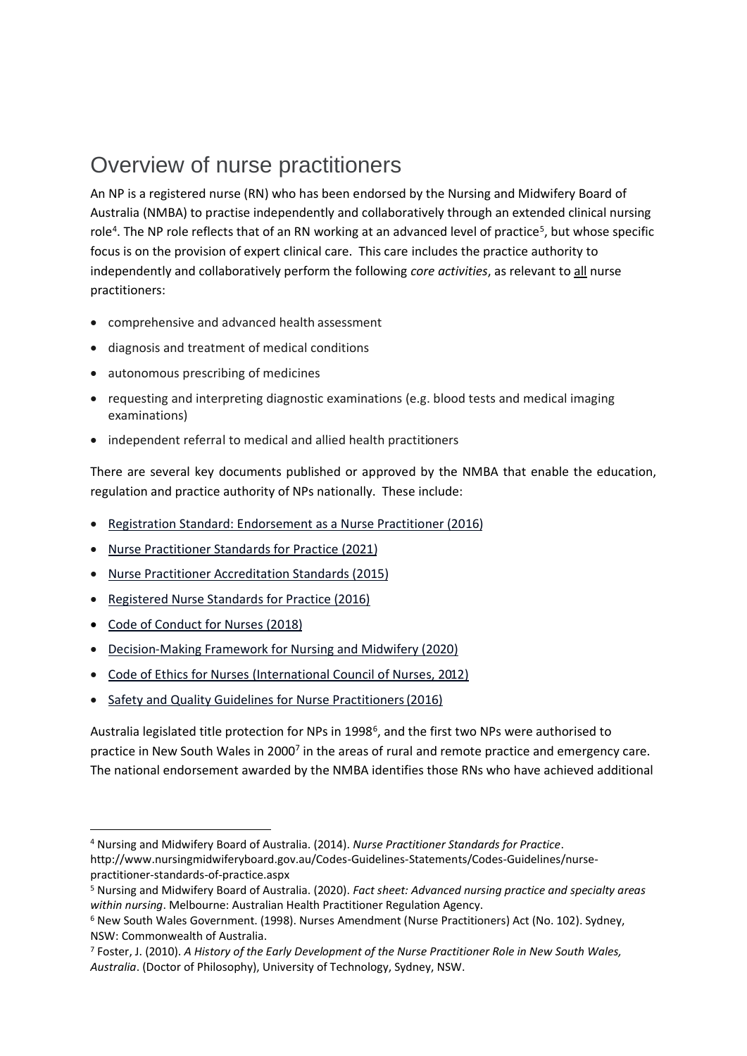# Overview of nurse practitioners

An NP is a registered nurse (RN) who has been endorsed by the Nursing and Midwifery Board of Australia (NMBA) to practise independently and collaboratively through an extended clinical nursing role[4]. The NP role reflects that of an RN working at an advanced level of practice[5], but whose specific focus is on the provision of expert clinical care. This care includes the practice authority to independently and collaboratively perform the following *core activities*, as relevant to <u>all</u> nurse practitioners:

- comprehensive and advanced health assessment
- diagnosis and treatment of medical conditions
- autonomous prescribing of medicines
- requesting and interpreting diagnostic examinations (e.g. blood tests and medical imaging examinations)
- independent referral to medical and allied health practitioners

There are several key documents published or approved by the NMBA that enable the education, regulation and practice authority of NPs nationally. These include:

- Registration Standard: Endorsement as a Nurse Practitioner (2016)
- Nurse Practitioner Standards for Practice (2021)
- Nurse Practitioner Accreditation Standards (2015)
- Registered Nurse Standards for Practice (2016)
- Code of Conduct for Nurses (2018)
- Decision-Making Framework for Nursing and Midwifery (2020)
- Code of Ethics for Nurses (International Council of Nurses, 2012)
- Safety and Quality Guidelines for Nurse Practitioners (2016)

Australia legislated title protection for NPs in 1998[6], and the first two NPs were authorised to practice in New South Wales in 2000[7] in the areas of rural and remote practice and emergency care. The national endorsement awarded by the NMBA identifies those RNs who have achieved additional

---

[4] Nursing and Midwifery Board of Australia. (2014). *Nurse Practitioner Standards for Practice*. http://www.nursingmidwiferyboard.gov.au/Codes-Guidelines-Statements/Codes-Guidelines/nurse-practitioner-standards-of-practice.aspx

[5] Nursing and Midwifery Board of Australia. (2020). *Fact sheet: Advanced nursing practice and specialty areas within nursing*. Melbourne: Australian Health Practitioner Regulation Agency.

[6] New South Wales Government. (1998). Nurses Amendment (Nurse Practitioners) Act (No. 102). Sydney, NSW: Commonwealth of Australia.

[7] Foster, J. (2010). *A History of the Early Development of the Nurse Practitioner Role in New South Wales, Australia*. (Doctor of Philosophy), University of Technology, Sydney, NSW.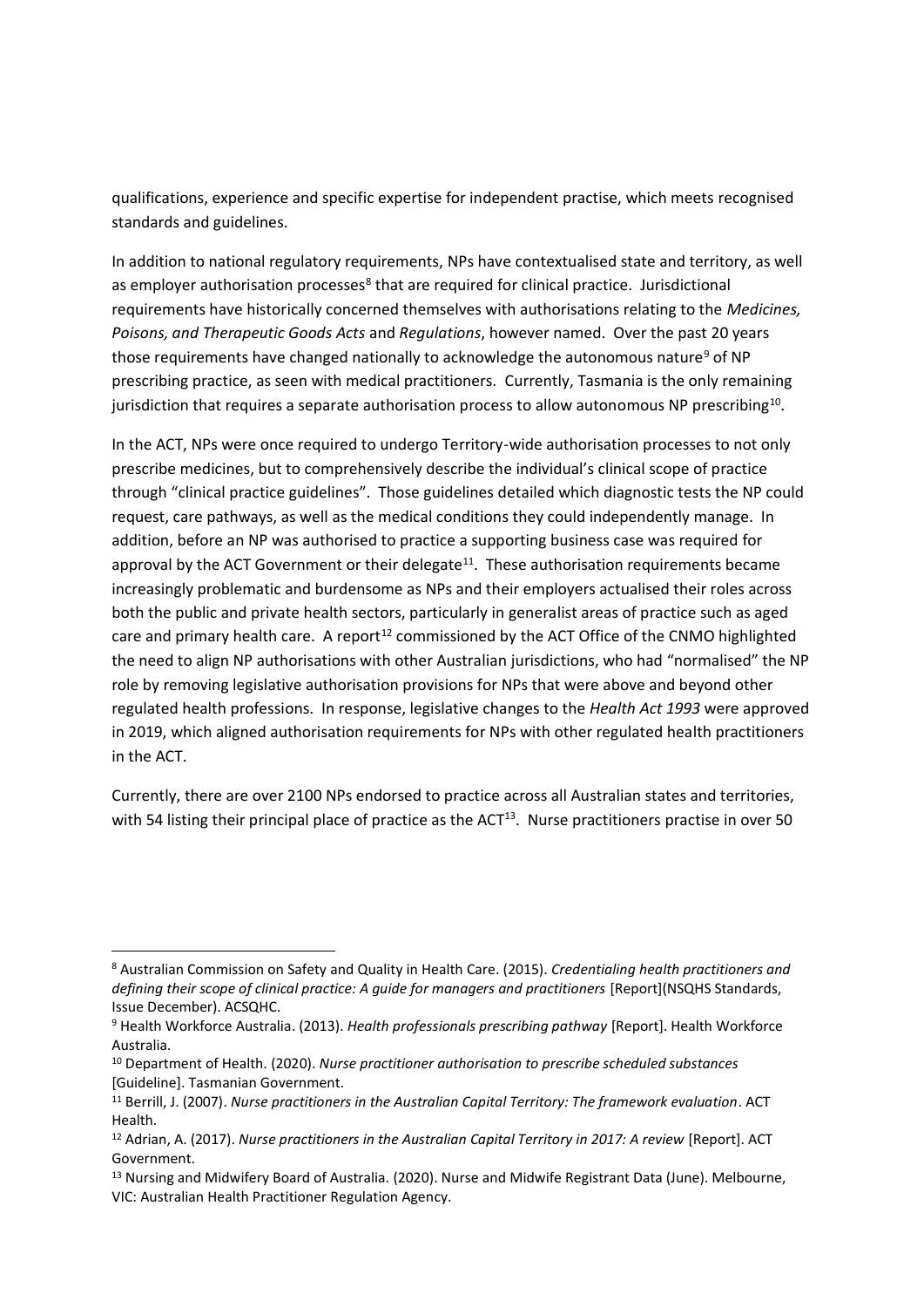qualifications, experience and specific expertise for independent practise, which meets recognised standards and guidelines.

In addition to national regulatory requirements, NPs have contextualised state and territory, as well as employer authorisation processes[8] that are required for clinical practice. Jurisdictional requirements have historically concerned themselves with authorisations relating to the *Medicines, Poisons, and Therapeutic Goods Acts* and *Regulations*, however named. Over the past 20 years those requirements have changed nationally to acknowledge the autonomous nature[9] of NP prescribing practice, as seen with medical practitioners. Currently, Tasmania is the only remaining jurisdiction that requires a separate authorisation process to allow autonomous NP prescribing[10].

In the ACT, NPs were once required to undergo Territory-wide authorisation processes to not only prescribe medicines, but to comprehensively describe the individual's clinical scope of practice through "clinical practice guidelines". Those guidelines detailed which diagnostic tests the NP could request, care pathways, as well as the medical conditions they could independently manage. In addition, before an NP was authorised to practice a supporting business case was required for approval by the ACT Government or their delegate[11]. These authorisation requirements became increasingly problematic and burdensome as NPs and their employers actualised their roles across both the public and private health sectors, particularly in generalist areas of practice such as aged care and primary health care. A report[12] commissioned by the ACT Office of the CNMO highlighted the need to align NP authorisations with other Australian jurisdictions, who had "normalised" the NP role by removing legislative authorisation provisions for NPs that were above and beyond other regulated health professions. In response, legislative changes to the *Health Act 1993* were approved in 2019, which aligned authorisation requirements for NPs with other regulated health practitioners in the ACT.

Currently, there are over 2100 NPs endorsed to practice across all Australian states and territories, with 54 listing their principal place of practice as the ACT[13]. Nurse practitioners practise in over 50

---

[8] Australian Commission on Safety and Quality in Health Care. (2015). *Credentialing health practitioners and defining their scope of clinical practice: A guide for managers and practitioners* [Report](NSQHS Standards, Issue December). ACSQHC.

[9] Health Workforce Australia. (2013). *Health professionals prescribing pathway* [Report]. Health Workforce Australia.

[10] Department of Health. (2020). *Nurse practitioner authorisation to prescribe scheduled substances* [Guideline]. Tasmanian Government.

[11] Berrill, J. (2007). *Nurse practitioners in the Australian Capital Territory: The framework evaluation*. ACT Health.

[12] Adrian, A. (2017). *Nurse practitioners in the Australian Capital Territory in 2017: A review* [Report]. ACT Government.

[13] Nursing and Midwifery Board of Australia. (2020). Nurse and Midwife Registrant Data (June). Melbourne, VIC: Australian Health Practitioner Regulation Agency.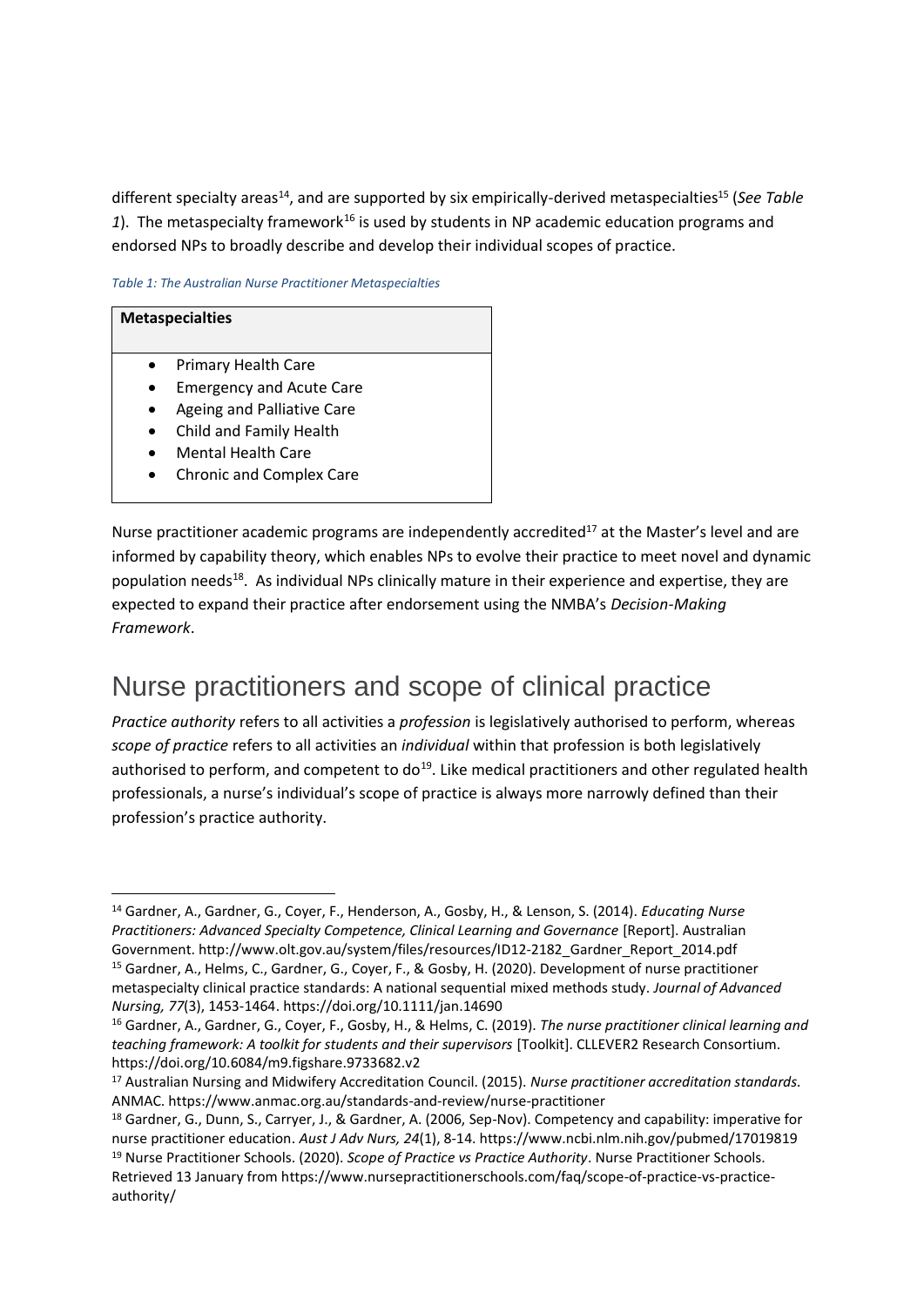different specialty areas[14], and are supported by six empirically-derived metaspecialties[15] (*See Table 1*). The metaspecialty framework[16] is used by students in NP academic education programs and endorsed NPs to broadly describe and develop their individual scopes of practice.

*Table 1: The Australian Nurse Practitioner Metaspecialties*

| **Metaspecialties** |
| --- |
| • Primary Health Care<br>• Emergency and Acute Care<br>• Ageing and Palliative Care<br>• Child and Family Health<br>• Mental Health Care<br>• Chronic and Complex Care |

Nurse practitioner academic programs are independently accredited[17] at the Master's level and are informed by capability theory, which enables NPs to evolve their practice to meet novel and dynamic population needs[18]. As individual NPs clinically mature in their experience and expertise, they are expected to expand their practice after endorsement using the NMBA's *Decision-Making Framework*.

# Nurse practitioners and scope of clinical practice

*Practice authority* refers to all activities a *profession* is legislatively authorised to perform, whereas *scope of practice* refers to all activities an *individual* within that profession is both legislatively authorised to perform, and competent to do[19]. Like medical practitioners and other regulated health professionals, a nurse's individual's scope of practice is always more narrowly defined than their profession's practice authority.

---

[14] Gardner, A., Gardner, G., Coyer, F., Henderson, A., Gosby, H., & Lenson, S. (2014). *Educating Nurse Practitioners: Advanced Specialty Competence, Clinical Learning and Governance* [Report]. Australian Government. http://www.olt.gov.au/system/files/resources/ID12-2182_Gardner_Report_2014.pdf

[15] Gardner, A., Helms, C., Gardner, G., Coyer, F., & Gosby, H. (2020). Development of nurse practitioner metaspecialty clinical practice standards: A national sequential mixed methods study. *Journal of Advanced Nursing, 77*(3), 1453-1464. https://doi.org/10.1111/jan.14690

[16] Gardner, A., Gardner, G., Coyer, F., Gosby, H., & Helms, C. (2019). *The nurse practitioner clinical learning and teaching framework: A toolkit for students and their supervisors* [Toolkit]. CLLEVER2 Research Consortium. https://doi.org/10.6084/m9.figshare.9733682.v2

[17] Australian Nursing and Midwifery Accreditation Council. (2015). *Nurse practitioner accreditation standards.* ANMAC. https://www.anmac.org.au/standards-and-review/nurse-practitioner

[18] Gardner, G., Dunn, S., Carryer, J., & Gardner, A. (2006, Sep-Nov). Competency and capability: imperative for nurse practitioner education. *Aust J Adv Nurs, 24*(1), 8-14. https://www.ncbi.nlm.nih.gov/pubmed/17019819

[19] Nurse Practitioner Schools. (2020). *Scope of Practice vs Practice Authority*. Nurse Practitioner Schools. Retrieved 13 January from https://www.nursepractitionerschools.com/faq/scope-of-practice-vs-practice-authority/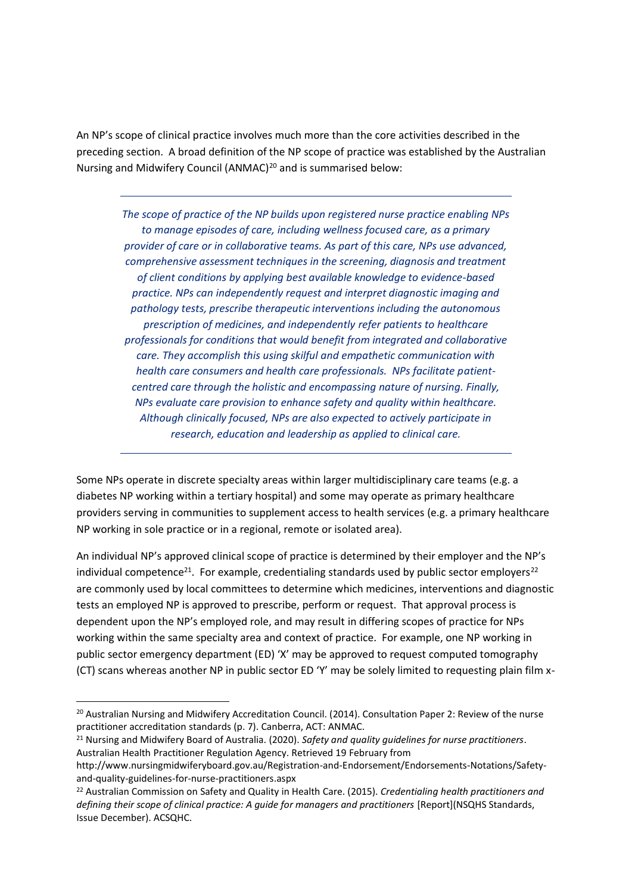An NP's scope of clinical practice involves much more than the core activities described in the preceding section. A broad definition of the NP scope of practice was established by the Australian Nursing and Midwifery Council (ANMAC)[20] and is summarised below:

---

> *The scope of practice of the NP builds upon registered nurse practice enabling NPs to manage episodes of care, including wellness focused care, as a primary provider of care or in collaborative teams. As part of this care, NPs use advanced, comprehensive assessment techniques in the screening, diagnosis and treatment of client conditions by applying best available knowledge to evidence-based practice. NPs can independently request and interpret diagnostic imaging and pathology tests, prescribe therapeutic interventions including the autonomous prescription of medicines, and independently refer patients to healthcare professionals for conditions that would benefit from integrated and collaborative care. They accomplish this using skilful and empathetic communication with health care consumers and health care professionals. NPs facilitate patient-centred care through the holistic and encompassing nature of nursing. Finally, NPs evaluate care provision to enhance safety and quality within healthcare. Although clinically focused, NPs are also expected to actively participate in research, education and leadership as applied to clinical care.*

---

Some NPs operate in discrete specialty areas within larger multidisciplinary care teams (e.g. a diabetes NP working within a tertiary hospital) and some may operate as primary healthcare providers serving in communities to supplement access to health services (e.g. a primary healthcare NP working in sole practice or in a regional, remote or isolated area).

An individual NP's approved clinical scope of practice is determined by their employer and the NP's individual competence[21]. For example, credentialing standards used by public sector employers[22] are commonly used by local committees to determine which medicines, interventions and diagnostic tests an employed NP is approved to prescribe, perform or request. That approval process is dependent upon the NP's employed role, and may result in differing scopes of practice for NPs working within the same specialty area and context of practice. For example, one NP working in public sector emergency department (ED) 'X' may be approved to request computed tomography (CT) scans whereas another NP in public sector ED 'Y' may be solely limited to requesting plain film x-

---

[20] Australian Nursing and Midwifery Accreditation Council. (2014). Consultation Paper 2: Review of the nurse practitioner accreditation standards (p. 7). Canberra, ACT: ANMAC.

[21] Nursing and Midwifery Board of Australia. (2020). *Safety and quality guidelines for nurse practitioners*. Australian Health Practitioner Regulation Agency. Retrieved 19 February from http://www.nursingmidwiferyboard.gov.au/Registration-and-Endorsement/Endorsements-Notations/Safety-and-quality-guidelines-for-nurse-practitioners.aspx

[22] Australian Commission on Safety and Quality in Health Care. (2015). *Credentialing health practitioners and defining their scope of clinical practice: A guide for managers and practitioners* [Report](NSQHS Standards, Issue December). ACSQHC.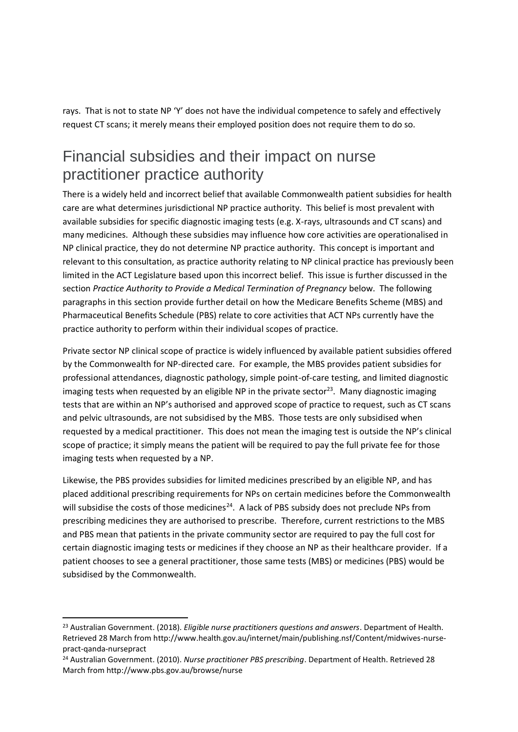rays. That is not to state NP 'Y' does not have the individual competence to safely and effectively request CT scans; it merely means their employed position does not require them to do so.

## Financial subsidies and their impact on nurse practitioner practice authority

There is a widely held and incorrect belief that available Commonwealth patient subsidies for health care are what determines jurisdictional NP practice authority. This belief is most prevalent with available subsidies for specific diagnostic imaging tests (e.g. X-rays, ultrasounds and CT scans) and many medicines. Although these subsidies may influence how core activities are operationalised in NP clinical practice, they do not determine NP practice authority. This concept is important and relevant to this consultation, as practice authority relating to NP clinical practice has previously been limited in the ACT Legislature based upon this incorrect belief. This issue is further discussed in the section *Practice Authority to Provide a Medical Termination of Pregnancy* below. The following paragraphs in this section provide further detail on how the Medicare Benefits Scheme (MBS) and Pharmaceutical Benefits Schedule (PBS) relate to core activities that ACT NPs currently have the practice authority to perform within their individual scopes of practice.

Private sector NP clinical scope of practice is widely influenced by available patient subsidies offered by the Commonwealth for NP-directed care. For example, the MBS provides patient subsidies for professional attendances, diagnostic pathology, simple point-of-care testing, and limited diagnostic imaging tests when requested by an eligible NP in the private sector[23]. Many diagnostic imaging tests that are within an NP's authorised and approved scope of practice to request, such as CT scans and pelvic ultrasounds, are not subsidised by the MBS. Those tests are only subsidised when requested by a medical practitioner. This does not mean the imaging test is outside the NP's clinical scope of practice; it simply means the patient will be required to pay the full private fee for those imaging tests when requested by a NP.

Likewise, the PBS provides subsidies for limited medicines prescribed by an eligible NP, and has placed additional prescribing requirements for NPs on certain medicines before the Commonwealth will subsidise the costs of those medicines[24]. A lack of PBS subsidy does not preclude NPs from prescribing medicines they are authorised to prescribe. Therefore, current restrictions to the MBS and PBS mean that patients in the private community sector are required to pay the full cost for certain diagnostic imaging tests or medicines if they choose an NP as their healthcare provider. If a patient chooses to see a general practitioner, those same tests (MBS) or medicines (PBS) would be subsidised by the Commonwealth.

---

[23] Australian Government. (2018). *Eligible nurse practitioners questions and answers*. Department of Health. Retrieved 28 March from http://www.health.gov.au/internet/main/publishing.nsf/Content/midwives-nurse-pract-qanda-nursepract

[24] Australian Government. (2010). *Nurse practitioner PBS prescribing*. Department of Health. Retrieved 28 March from http://www.pbs.gov.au/browse/nurse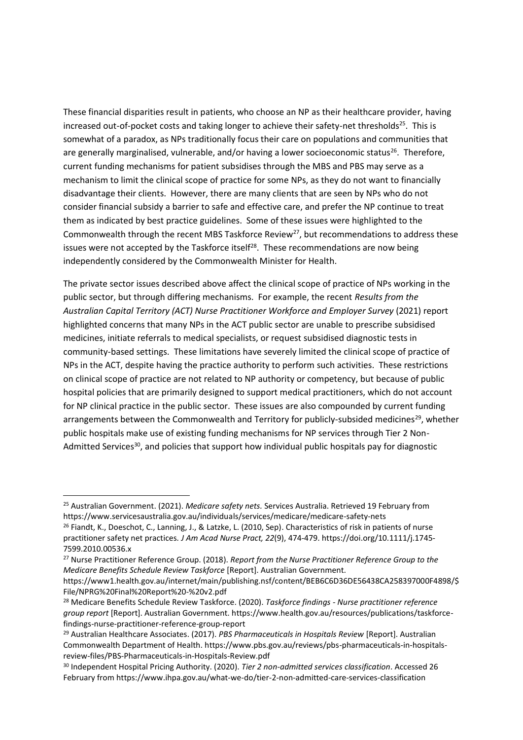These financial disparities result in patients, who choose an NP as their healthcare provider, having increased out-of-pocket costs and taking longer to achieve their safety-net thresholds[25]. This is somewhat of a paradox, as NPs traditionally focus their care on populations and communities that are generally marginalised, vulnerable, and/or having a lower socioeconomic status[26]. Therefore, current funding mechanisms for patient subsidises through the MBS and PBS may serve as a mechanism to limit the clinical scope of practice for some NPs, as they do not want to financially disadvantage their clients. However, there are many clients that are seen by NPs who do not consider financial subsidy a barrier to safe and effective care, and prefer the NP continue to treat them as indicated by best practice guidelines. Some of these issues were highlighted to the Commonwealth through the recent MBS Taskforce Review[27], but recommendations to address these issues were not accepted by the Taskforce itself[28]. These recommendations are now being independently considered by the Commonwealth Minister for Health.

The private sector issues described above affect the clinical scope of practice of NPs working in the public sector, but through differing mechanisms. For example, the recent *Results from the Australian Capital Territory (ACT) Nurse Practitioner Workforce and Employer Survey* (2021) report highlighted concerns that many NPs in the ACT public sector are unable to prescribe subsidised medicines, initiate referrals to medical specialists, or request subsidised diagnostic tests in community-based settings. These limitations have severely limited the clinical scope of practice of NPs in the ACT, despite having the practice authority to perform such activities. These restrictions on clinical scope of practice are not related to NP authority or competency, but because of public hospital policies that are primarily designed to support medical practitioners, which do not account for NP clinical practice in the public sector. These issues are also compounded by current funding arrangements between the Commonwealth and Territory for publicly-subsided medicines[29], whether public hospitals make use of existing funding mechanisms for NP services through Tier 2 Non-Admitted Services[30], and policies that support how individual public hospitals pay for diagnostic

---

[25] Australian Government. (2021). *Medicare safety nets.* Services Australia. Retrieved 19 February from https://www.servicesaustralia.gov.au/individuals/services/medicare/medicare-safety-nets

[26] Fiandt, K., Doeschot, C., Lanning, J., & Latzke, L. (2010, Sep). Characteristics of risk in patients of nurse practitioner safety net practices. *J Am Acad Nurse Pract, 22*(9), 474-479. https://doi.org/10.1111/j.1745-7599.2010.00536.x

[27] Nurse Practitioner Reference Group. (2018). *Report from the Nurse Practitioner Reference Group to the Medicare Benefits Schedule Review Taskforce* [Report]. Australian Government. https://www1.health.gov.au/internet/main/publishing.nsf/content/BEB6C6D36DE56438CA258397000F4898/$File/NPRG%20Final%20Report%20-%20v2.pdf

[28] Medicare Benefits Schedule Review Taskforce. (2020). *Taskforce findings - Nurse practitioner reference group report* [Report]. Australian Government. https://www.health.gov.au/resources/publications/taskforce-findings-nurse-practitioner-reference-group-report

[29] Australian Healthcare Associates. (2017). *PBS Pharmaceuticals in Hospitals Review* [Report]. Australian Commonwealth Department of Health. https://www.pbs.gov.au/reviews/pbs-pharmaceuticals-in-hospitals-review-files/PBS-Pharmaceuticals-in-Hospitals-Review.pdf

[30] Independent Hospital Pricing Authority. (2020). *Tier 2 non-admitted services classification*. Accessed 26 February from https://www.ihpa.gov.au/what-we-do/tier-2-non-admitted-care-services-classification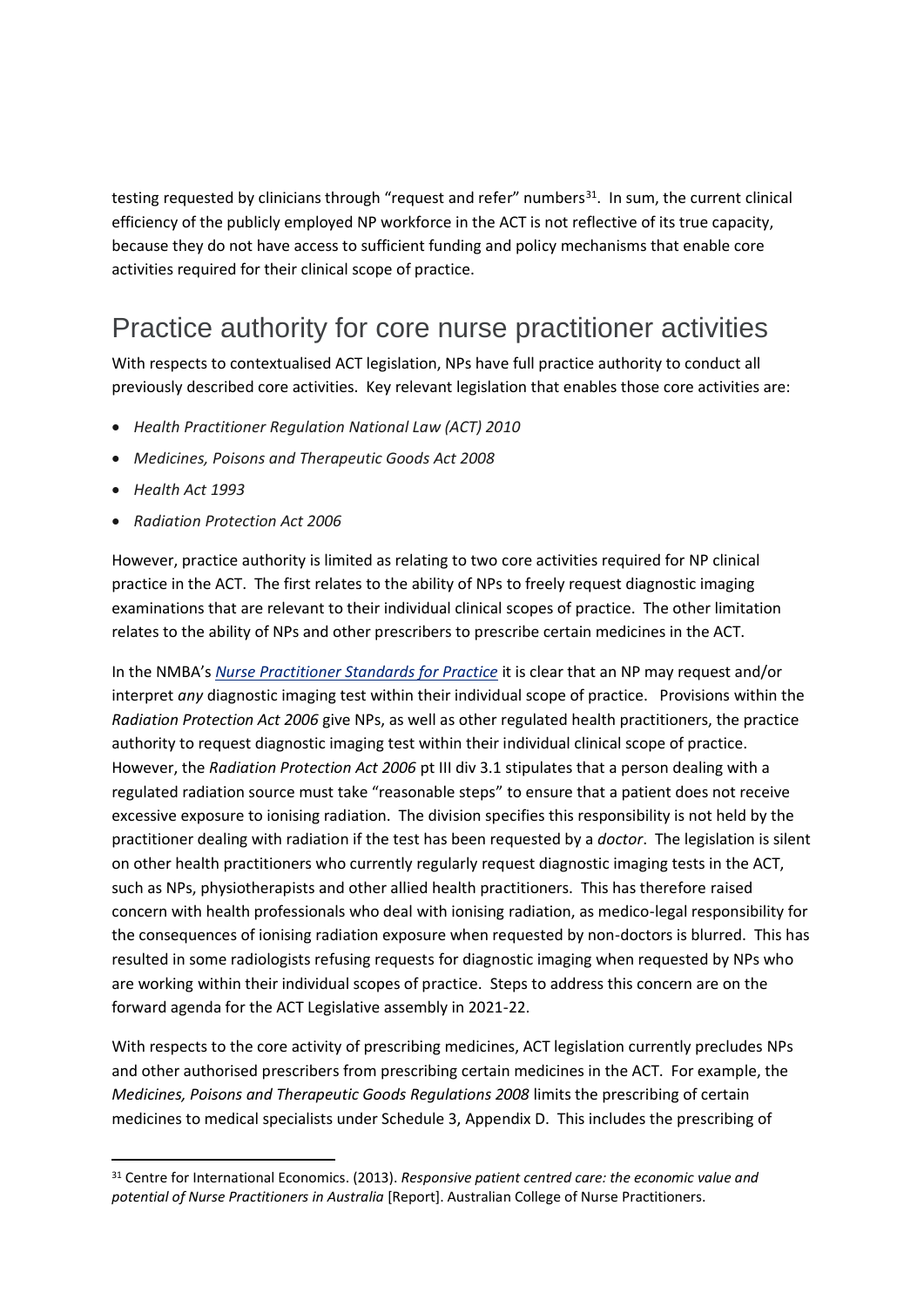testing requested by clinicians through "request and refer" numbers[31]. In sum, the current clinical efficiency of the publicly employed NP workforce in the ACT is not reflective of its true capacity, because they do not have access to sufficient funding and policy mechanisms that enable core activities required for their clinical scope of practice.

## Practice authority for core nurse practitioner activities

With respects to contextualised ACT legislation, NPs have full practice authority to conduct all previously described core activities. Key relevant legislation that enables those core activities are:

- *Health Practitioner Regulation National Law (ACT) 2010*
- *Medicines, Poisons and Therapeutic Goods Act 2008*
- *Health Act 1993*
- *Radiation Protection Act 2006*

However, practice authority is limited as relating to two core activities required for NP clinical practice in the ACT. The first relates to the ability of NPs to freely request diagnostic imaging examinations that are relevant to their individual clinical scopes of practice. The other limitation relates to the ability of NPs and other prescribers to prescribe certain medicines in the ACT.

In the NMBA's *Nurse Practitioner Standards for Practice* it is clear that an NP may request and/or interpret *any* diagnostic imaging test within their individual scope of practice. Provisions within the *Radiation Protection Act 2006* give NPs, as well as other regulated health practitioners, the practice authority to request diagnostic imaging test within their individual clinical scope of practice. However, the *Radiation Protection Act 2006* pt III div 3.1 stipulates that a person dealing with a regulated radiation source must take "reasonable steps" to ensure that a patient does not receive excessive exposure to ionising radiation. The division specifies this responsibility is not held by the practitioner dealing with radiation if the test has been requested by a *doctor*. The legislation is silent on other health practitioners who currently regularly request diagnostic imaging tests in the ACT, such as NPs, physiotherapists and other allied health practitioners. This has therefore raised concern with health professionals who deal with ionising radiation, as medico-legal responsibility for the consequences of ionising radiation exposure when requested by non-doctors is blurred. This has resulted in some radiologists refusing requests for diagnostic imaging when requested by NPs who are working within their individual scopes of practice. Steps to address this concern are on the forward agenda for the ACT Legislative assembly in 2021-22.

With respects to the core activity of prescribing medicines, ACT legislation currently precludes NPs and other authorised prescribers from prescribing certain medicines in the ACT. For example, the *Medicines, Poisons and Therapeutic Goods Regulations 2008* limits the prescribing of certain medicines to medical specialists under Schedule 3, Appendix D. This includes the prescribing of

---

[31] Centre for International Economics. (2013). *Responsive patient centred care: the economic value and potential of Nurse Practitioners in Australia* [Report]. Australian College of Nurse Practitioners.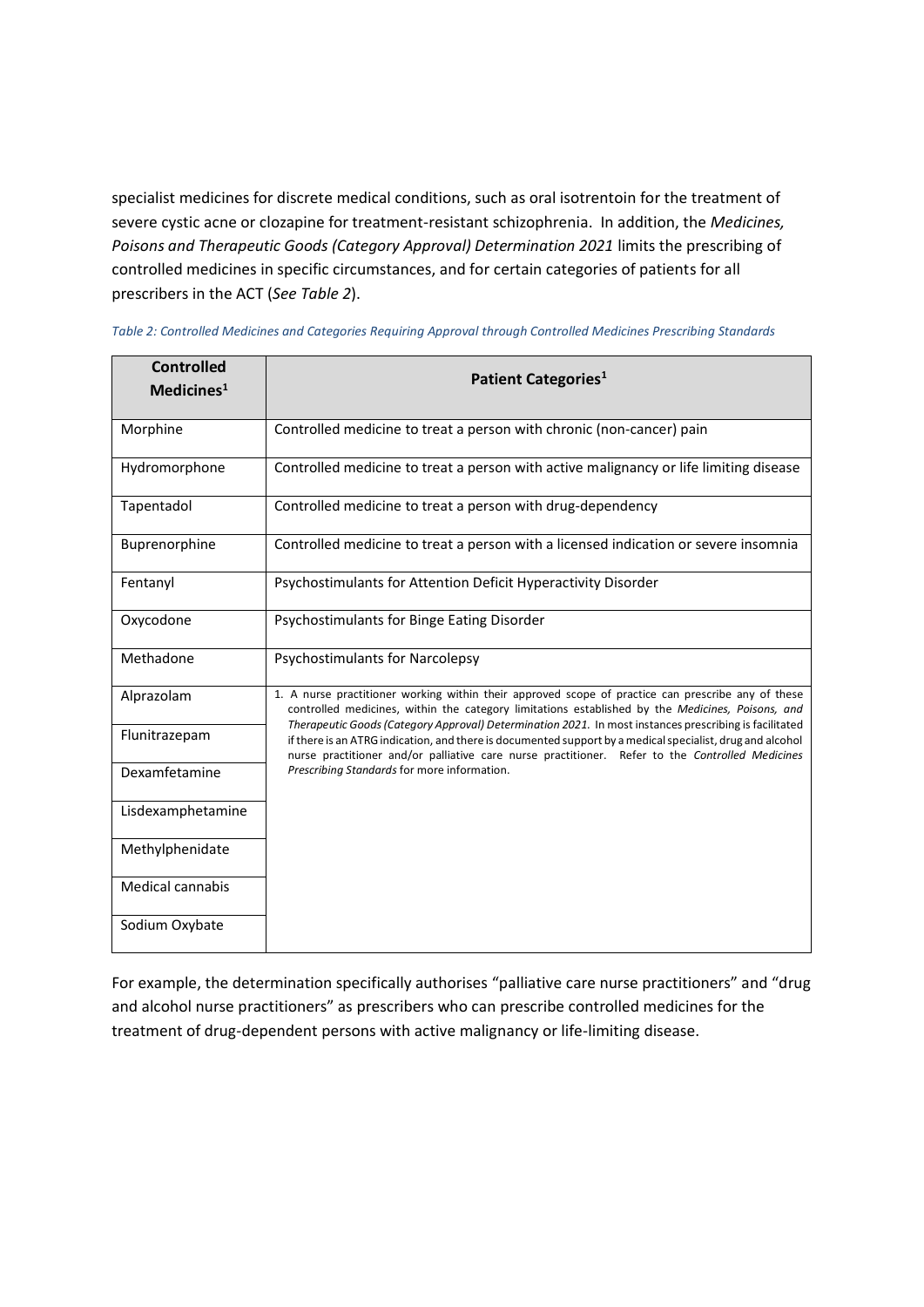specialist medicines for discrete medical conditions, such as oral isotrentoin for the treatment of severe cystic acne or clozapine for treatment-resistant schizophrenia. In addition, the *Medicines, Poisons and Therapeutic Goods (Category Approval) Determination 2021* limits the prescribing of controlled medicines in specific circumstances, and for certain categories of patients for all prescribers in the ACT (*See Table 2*).

*Table 2: Controlled Medicines and Categories Requiring Approval through Controlled Medicines Prescribing Standards*

| Controlled Medicines[1] | Patient Categories[1] |
| --- | --- |
| Morphine | Controlled medicine to treat a person with chronic (non-cancer) pain |
| Hydromorphone | Controlled medicine to treat a person with active malignancy or life limiting disease |
| Tapentadol | Controlled medicine to treat a person with drug-dependency |
| Buprenorphine | Controlled medicine to treat a person with a licensed indication or severe insomnia |
| Fentanyl | Psychostimulants for Attention Deficit Hyperactivity Disorder |
| Oxycodone | Psychostimulants for Binge Eating Disorder |
| Methadone | Psychostimulants for Narcolepsy |
| Alprazolam | 1. A nurse practitioner working within their approved scope of practice can prescribe any of these controlled medicines, within the category limitations established by the *Medicines, Poisons, and Therapeutic Goods (Category Approval) Determination 2021.* In most instances prescribing is facilitated if there is an ATRG indication, and there is documented support by a medical specialist, drug and alcohol nurse practitioner and/or palliative care nurse practitioner. Refer to the *Controlled Medicines Prescribing Standards* for more information. |
| Flunitrazepam | |
| Dexamfetamine | |
| Lisdexamphetamine | |
| Methylphenidate | |
| Medical cannabis | |
| Sodium Oxybate | |

For example, the determination specifically authorises "palliative care nurse practitioners" and "drug and alcohol nurse practitioners" as prescribers who can prescribe controlled medicines for the treatment of drug-dependent persons with active malignancy or life-limiting disease.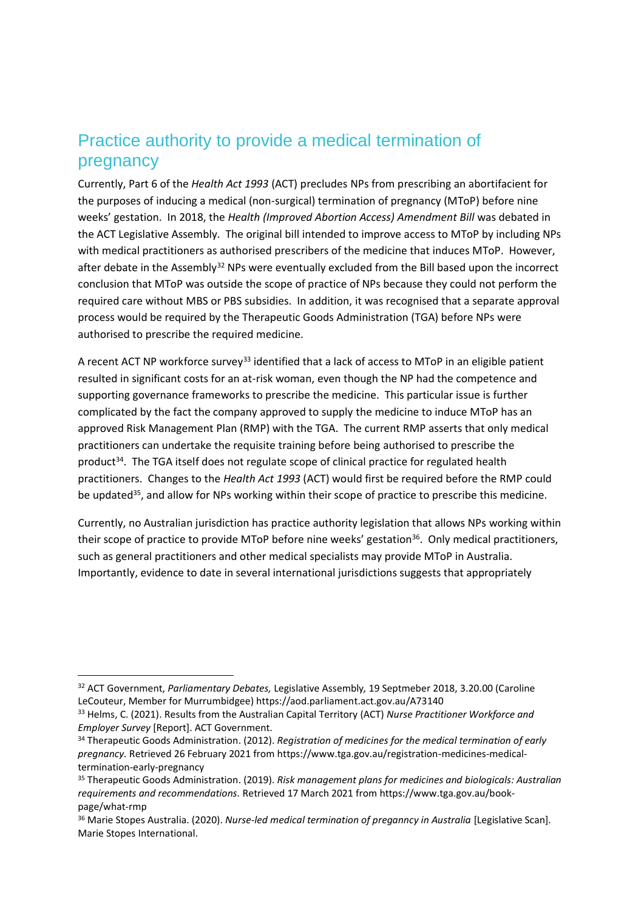## Practice authority to provide a medical termination of pregnancy

Currently, Part 6 of the *Health Act 1993* (ACT) precludes NPs from prescribing an abortifacient for the purposes of inducing a medical (non-surgical) termination of pregnancy (MToP) before nine weeks' gestation. In 2018, the *Health (Improved Abortion Access) Amendment Bill* was debated in the ACT Legislative Assembly. The original bill intended to improve access to MToP by including NPs with medical practitioners as authorised prescribers of the medicine that induces MToP. However, after debate in the Assembly[32] NPs were eventually excluded from the Bill based upon the incorrect conclusion that MToP was outside the scope of practice of NPs because they could not perform the required care without MBS or PBS subsidies. In addition, it was recognised that a separate approval process would be required by the Therapeutic Goods Administration (TGA) before NPs were authorised to prescribe the required medicine.

A recent ACT NP workforce survey[33] identified that a lack of access to MToP in an eligible patient resulted in significant costs for an at-risk woman, even though the NP had the competence and supporting governance frameworks to prescribe the medicine. This particular issue is further complicated by the fact the company approved to supply the medicine to induce MToP has an approved Risk Management Plan (RMP) with the TGA. The current RMP asserts that only medical practitioners can undertake the requisite training before being authorised to prescribe the product[34]. The TGA itself does not regulate scope of clinical practice for regulated health practitioners. Changes to the *Health Act 1993* (ACT) would first be required before the RMP could be updated[35], and allow for NPs working within their scope of practice to prescribe this medicine.

Currently, no Australian jurisdiction has practice authority legislation that allows NPs working within their scope of practice to provide MToP before nine weeks' gestation[36]. Only medical practitioners, such as general practitioners and other medical specialists may provide MToP in Australia. Importantly, evidence to date in several international jurisdictions suggests that appropriately

---

[32] ACT Government, *Parliamentary Debates,* Legislative Assembly*,* 19 Septmeber 2018, 3.20.00 (Caroline LeCouteur, Member for Murrumbidgee) https://aod.parliament.act.gov.au/A73140

[33] Helms, C. (2021). Results from the Australian Capital Territory (ACT) *Nurse Practitioner Workforce and Employer Survey* [Report]. ACT Government.

[34] Therapeutic Goods Administration. (2012). *Registration of medicines for the medical termination of early pregnancy.* Retrieved 26 February 2021 from https://www.tga.gov.au/registration-medicines-medical-termination-early-pregnancy

[35] Therapeutic Goods Administration. (2019). *Risk management plans for medicines and biologicals: Australian requirements and recommendations.* Retrieved 17 March 2021 from https://www.tga.gov.au/book-page/what-rmp

[36] Marie Stopes Australia. (2020). *Nurse-led medical termination of preganncy in Australia* [Legislative Scan]. Marie Stopes International.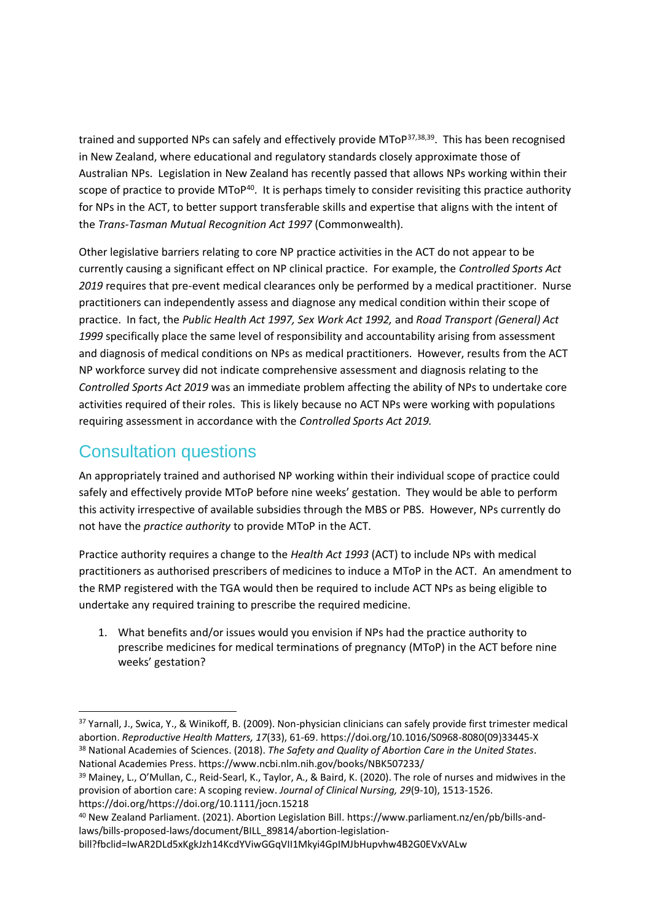trained and supported NPs can safely and effectively provide MToP[37,38,39]. This has been recognised in New Zealand, where educational and regulatory standards closely approximate those of Australian NPs. Legislation in New Zealand has recently passed that allows NPs working within their scope of practice to provide MToP[40]. It is perhaps timely to consider revisiting this practice authority for NPs in the ACT, to better support transferable skills and expertise that aligns with the intent of the *Trans-Tasman Mutual Recognition Act 1997* (Commonwealth).

Other legislative barriers relating to core NP practice activities in the ACT do not appear to be currently causing a significant effect on NP clinical practice. For example, the *Controlled Sports Act 2019* requires that pre-event medical clearances only be performed by a medical practitioner. Nurse practitioners can independently assess and diagnose any medical condition within their scope of practice. In fact, the *Public Health Act 1997, Sex Work Act 1992,* and *Road Transport (General) Act 1999* specifically place the same level of responsibility and accountability arising from assessment and diagnosis of medical conditions on NPs as medical practitioners. However, results from the ACT NP workforce survey did not indicate comprehensive assessment and diagnosis relating to the *Controlled Sports Act 2019* was an immediate problem affecting the ability of NPs to undertake core activities required of their roles. This is likely because no ACT NPs were working with populations requiring assessment in accordance with the *Controlled Sports Act 2019.*

## Consultation questions

An appropriately trained and authorised NP working within their individual scope of practice could safely and effectively provide MToP before nine weeks' gestation. They would be able to perform this activity irrespective of available subsidies through the MBS or PBS. However, NPs currently do not have the *practice authority* to provide MToP in the ACT.

Practice authority requires a change to the *Health Act 1993* (ACT) to include NPs with medical practitioners as authorised prescribers of medicines to induce a MToP in the ACT. An amendment to the RMP registered with the TGA would then be required to include ACT NPs as being eligible to undertake any required training to prescribe the required medicine.

1. What benefits and/or issues would you envision if NPs had the practice authority to prescribe medicines for medical terminations of pregnancy (MToP) in the ACT before nine weeks' gestation?

---

[37] Yarnall, J., Swica, Y., & Winikoff, B. (2009). Non-physician clinicians can safely provide first trimester medical abortion. *Reproductive Health Matters, 17*(33), 61-69. https://doi.org/10.1016/S0968-8080(09)33445-X

[38] National Academies of Sciences. (2018). *The Safety and Quality of Abortion Care in the United States*. National Academies Press. https://www.ncbi.nlm.nih.gov/books/NBK507233/

[39] Mainey, L., O'Mullan, C., Reid-Searl, K., Taylor, A., & Baird, K. (2020). The role of nurses and midwives in the provision of abortion care: A scoping review. *Journal of Clinical Nursing, 29*(9-10), 1513-1526. https://doi.org/https://doi.org/10.1111/jocn.15218

[40] New Zealand Parliament. (2021). Abortion Legislation Bill. https://www.parliament.nz/en/pb/bills-and-laws/bills-proposed-laws/document/BILL_89814/abortion-legislation-bill?fbclid=IwAR2DLd5xKgkJzh14KcdYViwGGqVII1Mkyi4GpIMJbHupvhw4B2G0EVxVALw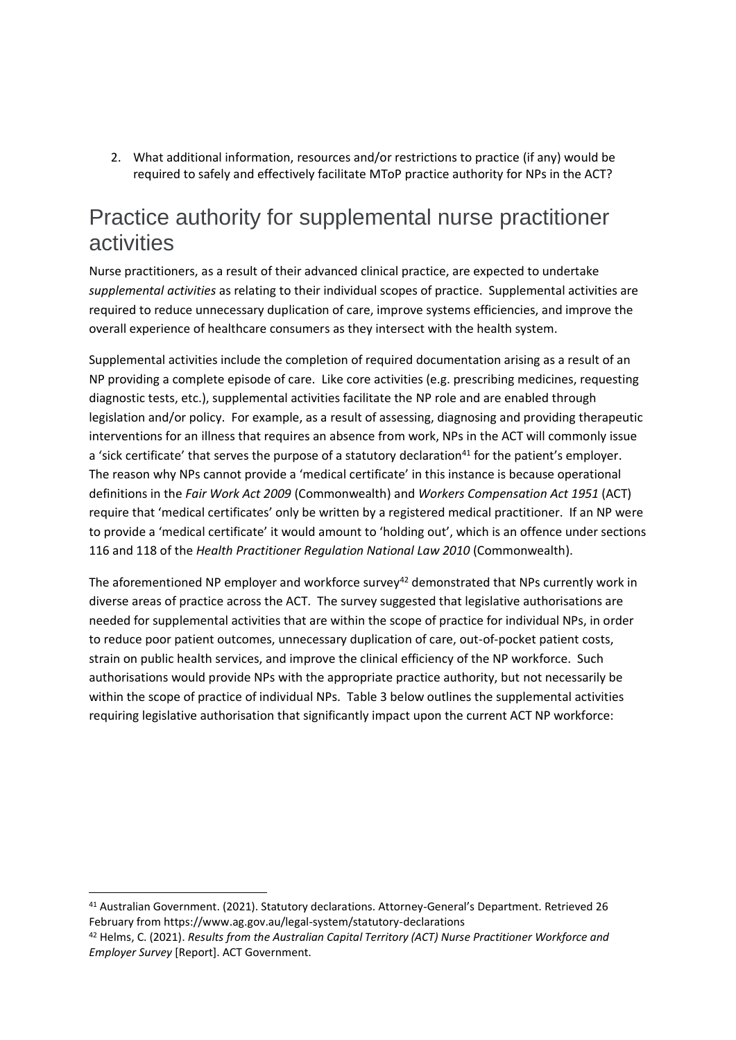2. What additional information, resources and/or restrictions to practice (if any) would be required to safely and effectively facilitate MToP practice authority for NPs in the ACT?

## Practice authority for supplemental nurse practitioner activities

Nurse practitioners, as a result of their advanced clinical practice, are expected to undertake *supplemental activities* as relating to their individual scopes of practice. Supplemental activities are required to reduce unnecessary duplication of care, improve systems efficiencies, and improve the overall experience of healthcare consumers as they intersect with the health system.

Supplemental activities include the completion of required documentation arising as a result of an NP providing a complete episode of care. Like core activities (e.g. prescribing medicines, requesting diagnostic tests, etc.), supplemental activities facilitate the NP role and are enabled through legislation and/or policy. For example, as a result of assessing, diagnosing and providing therapeutic interventions for an illness that requires an absence from work, NPs in the ACT will commonly issue a 'sick certificate' that serves the purpose of a statutory declaration[41] for the patient's employer. The reason why NPs cannot provide a 'medical certificate' in this instance is because operational definitions in the *Fair Work Act 2009* (Commonwealth) and *Workers Compensation Act 1951* (ACT) require that 'medical certificates' only be written by a registered medical practitioner. If an NP were to provide a 'medical certificate' it would amount to 'holding out', which is an offence under sections 116 and 118 of the *Health Practitioner Regulation National Law 2010* (Commonwealth).

The aforementioned NP employer and workforce survey[42] demonstrated that NPs currently work in diverse areas of practice across the ACT. The survey suggested that legislative authorisations are needed for supplemental activities that are within the scope of practice for individual NPs, in order to reduce poor patient outcomes, unnecessary duplication of care, out-of-pocket patient costs, strain on public health services, and improve the clinical efficiency of the NP workforce. Such authorisations would provide NPs with the appropriate practice authority, but not necessarily be within the scope of practice of individual NPs. Table 3 below outlines the supplemental activities requiring legislative authorisation that significantly impact upon the current ACT NP workforce:

---

[41] Australian Government. (2021). Statutory declarations. Attorney-General's Department. Retrieved 26 February from https://www.ag.gov.au/legal-system/statutory-declarations

[42] Helms, C. (2021). *Results from the Australian Capital Territory (ACT) Nurse Practitioner Workforce and Employer Survey* [Report]. ACT Government.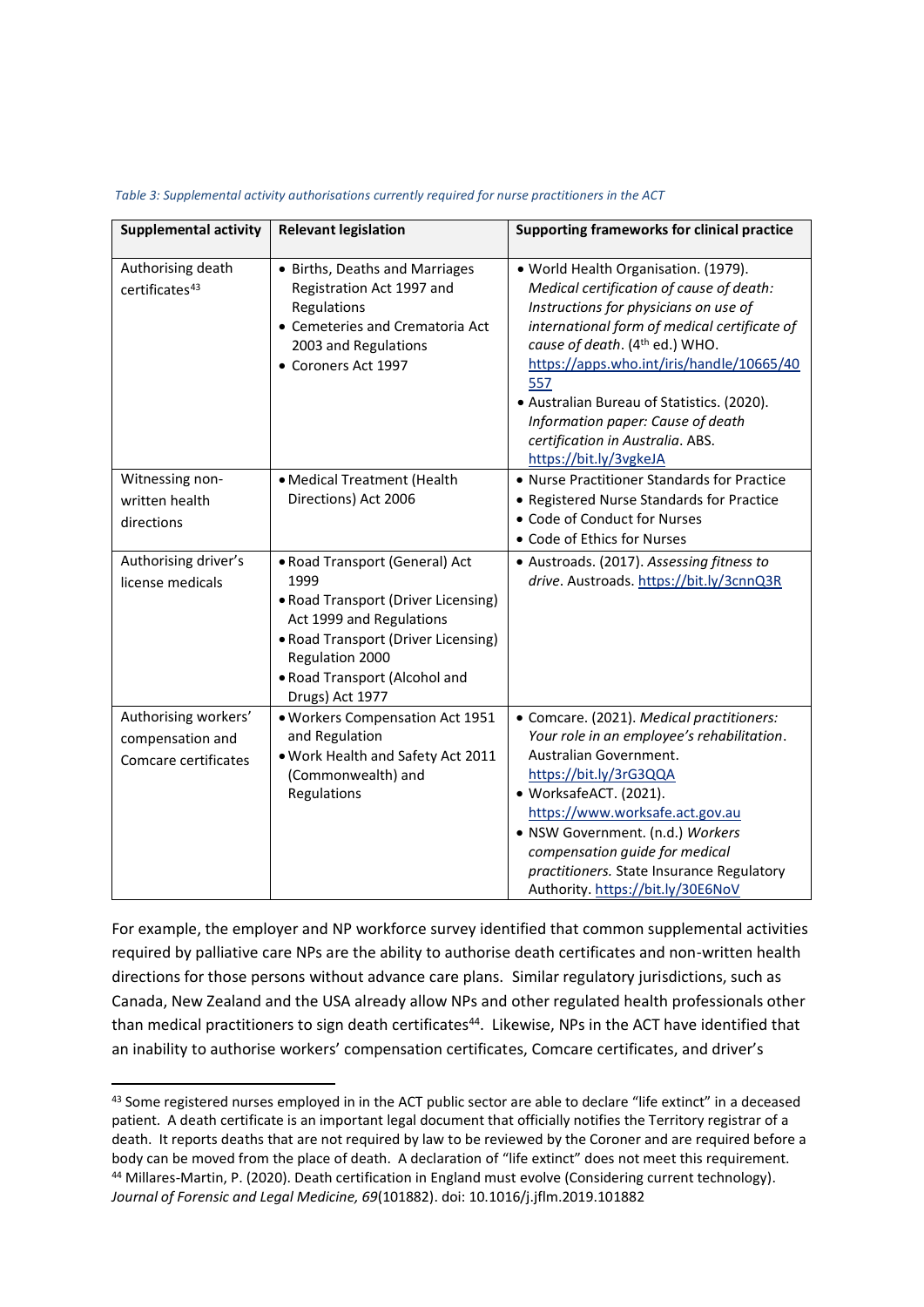*Table 3: Supplemental activity authorisations currently required for nurse practitioners in the ACT*

| Supplemental activity | Relevant legislation | Supporting frameworks for clinical practice |
|---|---|---|
| Authorising death certificates[43] | • Births, Deaths and Marriages Registration Act 1997 and Regulations<br>• Cemeteries and Crematoria Act 2003 and Regulations<br>• Coroners Act 1997 | • World Health Organisation. (1979). *Medical certification of cause of death: Instructions for physicians on use of international form of medical certificate of cause of death*. (4th ed.) WHO. https://apps.who.int/iris/handle/10665/40557<br>• Australian Bureau of Statistics. (2020). *Information paper: Cause of death certification in Australia*. ABS. https://bit.ly/3vgkeJA |
| Witnessing non-written health directions | • Medical Treatment (Health Directions) Act 2006 | • Nurse Practitioner Standards for Practice<br>• Registered Nurse Standards for Practice<br>• Code of Conduct for Nurses<br>• Code of Ethics for Nurses |
| Authorising driver's license medicals | • Road Transport (General) Act 1999<br>• Road Transport (Driver Licensing) Act 1999 and Regulations<br>• Road Transport (Driver Licensing) Regulation 2000<br>• Road Transport (Alcohol and Drugs) Act 1977 | • Austroads. (2017). *Assessing fitness to drive*. Austroads. https://bit.ly/3cnnQ3R |
| Authorising workers' compensation and Comcare certificates | • Workers Compensation Act 1951 and Regulation<br>• Work Health and Safety Act 2011 (Commonwealth) and Regulations | • Comcare. (2021). *Medical practitioners: Your role in an employee's rehabilitation*. Australian Government. https://bit.ly/3rG3QQA<br>• WorksafeACT. (2021). https://www.worksafe.act.gov.au<br>• NSW Government. (n.d.) *Workers compensation guide for medical practitioners.* State Insurance Regulatory Authority. https://bit.ly/30E6NoV |

For example, the employer and NP workforce survey identified that common supplemental activities required by palliative care NPs are the ability to authorise death certificates and non-written health directions for those persons without advance care plans. Similar regulatory jurisdictions, such as Canada, New Zealand and the USA already allow NPs and other regulated health professionals other than medical practitioners to sign death certificates[44]. Likewise, NPs in the ACT have identified that an inability to authorise workers' compensation certificates, Comcare certificates, and driver's

[43] Some registered nurses employed in in the ACT public sector are able to declare "life extinct" in a deceased patient. A death certificate is an important legal document that officially notifies the Territory registrar of a death. It reports deaths that are not required by law to be reviewed by the Coroner and are required before a body can be moved from the place of death. A declaration of "life extinct" does not meet this requirement.

[44] Millares-Martin, P. (2020). Death certification in England must evolve (Considering current technology). *Journal of Forensic and Legal Medicine, 69*(101882). doi: 10.1016/j.jflm.2019.101882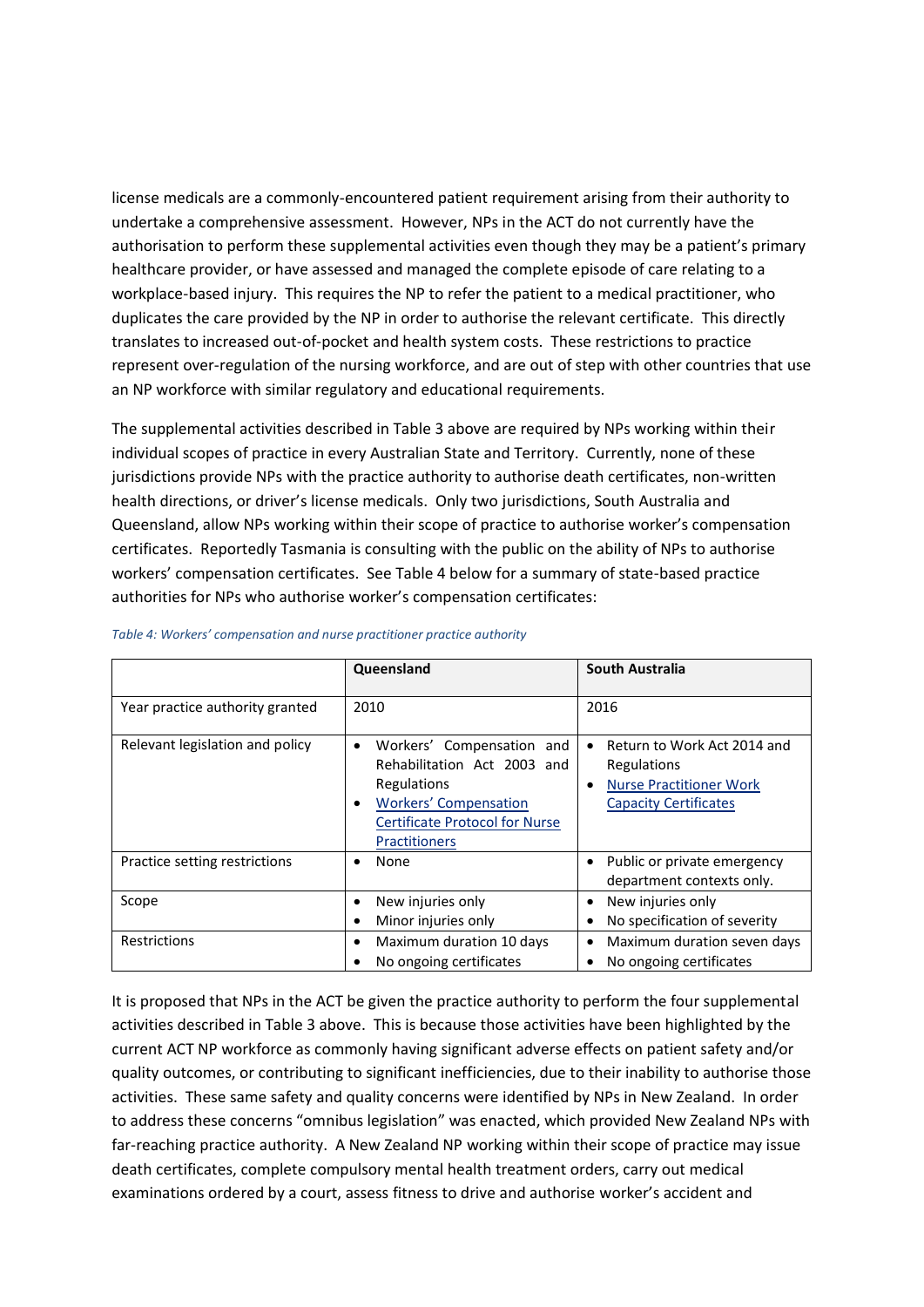license medicals are a commonly-encountered patient requirement arising from their authority to undertake a comprehensive assessment. However, NPs in the ACT do not currently have the authorisation to perform these supplemental activities even though they may be a patient's primary healthcare provider, or have assessed and managed the complete episode of care relating to a workplace-based injury. This requires the NP to refer the patient to a medical practitioner, who duplicates the care provided by the NP in order to authorise the relevant certificate. This directly translates to increased out-of-pocket and health system costs. These restrictions to practice represent over-regulation of the nursing workforce, and are out of step with other countries that use an NP workforce with similar regulatory and educational requirements.

The supplemental activities described in Table 3 above are required by NPs working within their individual scopes of practice in every Australian State and Territory. Currently, none of these jurisdictions provide NPs with the practice authority to authorise death certificates, non-written health directions, or driver's license medicals. Only two jurisdictions, South Australia and Queensland, allow NPs working within their scope of practice to authorise worker's compensation certificates. Reportedly Tasmania is consulting with the public on the ability of NPs to authorise workers' compensation certificates. See Table 4 below for a summary of state-based practice authorities for NPs who authorise worker's compensation certificates:

*Table 4: Workers' compensation and nurse practitioner practice authority*

| | Queensland | South Australia |
|---|---|---|
| Year practice authority granted | 2010 | 2016 |
| Relevant legislation and policy | • Workers' Compensation and Rehabilitation Act 2003 and Regulations<br>• Workers' Compensation Certificate Protocol for Nurse Practitioners | • Return to Work Act 2014 and Regulations<br>• Nurse Practitioner Work Capacity Certificates |
| Practice setting restrictions | • None | • Public or private emergency department contexts only. |
| Scope | • New injuries only<br>• Minor injuries only | • New injuries only<br>• No specification of severity |
| Restrictions | • Maximum duration 10 days<br>• No ongoing certificates | • Maximum duration seven days<br>• No ongoing certificates |

It is proposed that NPs in the ACT be given the practice authority to perform the four supplemental activities described in Table 3 above. This is because those activities have been highlighted by the current ACT NP workforce as commonly having significant adverse effects on patient safety and/or quality outcomes, or contributing to significant inefficiencies, due to their inability to authorise those activities. These same safety and quality concerns were identified by NPs in New Zealand. In order to address these concerns "omnibus legislation" was enacted, which provided New Zealand NPs with far-reaching practice authority. A New Zealand NP working within their scope of practice may issue death certificates, complete compulsory mental health treatment orders, carry out medical examinations ordered by a court, assess fitness to drive and authorise worker's accident and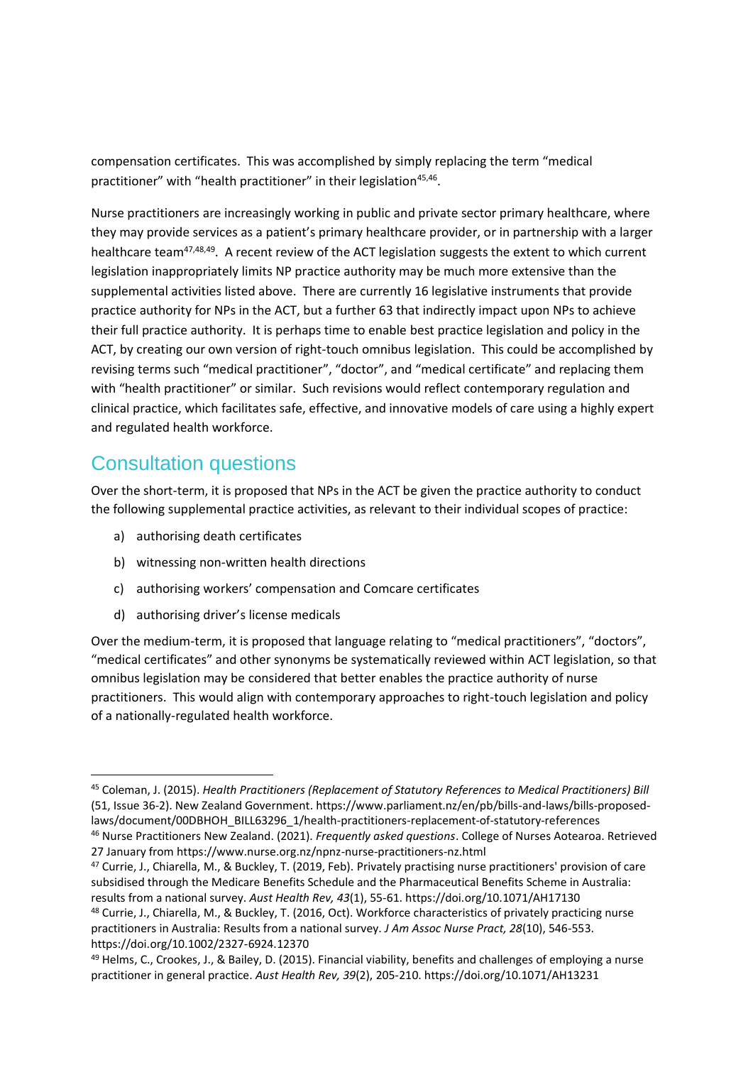compensation certificates. This was accomplished by simply replacing the term "medical practitioner" with "health practitioner" in their legislation[45,46].

Nurse practitioners are increasingly working in public and private sector primary healthcare, where they may provide services as a patient's primary healthcare provider, or in partnership with a larger healthcare team[47,48,49]. A recent review of the ACT legislation suggests the extent to which current legislation inappropriately limits NP practice authority may be much more extensive than the supplemental activities listed above. There are currently 16 legislative instruments that provide practice authority for NPs in the ACT, but a further 63 that indirectly impact upon NPs to achieve their full practice authority. It is perhaps time to enable best practice legislation and policy in the ACT, by creating our own version of right-touch omnibus legislation. This could be accomplished by revising terms such "medical practitioner", "doctor", and "medical certificate" and replacing them with "health practitioner" or similar. Such revisions would reflect contemporary regulation and clinical practice, which facilitates safe, effective, and innovative models of care using a highly expert and regulated health workforce.

## Consultation questions

Over the short-term, it is proposed that NPs in the ACT be given the practice authority to conduct the following supplemental practice activities, as relevant to their individual scopes of practice:

a) authorising death certificates
b) witnessing non-written health directions
c) authorising workers' compensation and Comcare certificates
d) authorising driver's license medicals

Over the medium-term, it is proposed that language relating to "medical practitioners", "doctors", "medical certificates" and other synonyms be systematically reviewed within ACT legislation, so that omnibus legislation may be considered that better enables the practice authority of nurse practitioners. This would align with contemporary approaches to right-touch legislation and policy of a nationally-regulated health workforce.

---

[45] Coleman, J. (2015). *Health Practitioners (Replacement of Statutory References to Medical Practitioners) Bill* (51, Issue 36-2). New Zealand Government. https://www.parliament.nz/en/pb/bills-and-laws/bills-proposed-laws/document/00DBHOH_BILL63296_1/health-practitioners-replacement-of-statutory-references

[46] Nurse Practitioners New Zealand. (2021). *Frequently asked questions*. College of Nurses Aotearoa. Retrieved 27 January from https://www.nurse.org.nz/npnz-nurse-practitioners-nz.html

[47] Currie, J., Chiarella, M., & Buckley, T. (2019, Feb). Privately practising nurse practitioners' provision of care subsidised through the Medicare Benefits Schedule and the Pharmaceutical Benefits Scheme in Australia: results from a national survey. *Aust Health Rev, 43*(1), 55-61. https://doi.org/10.1071/AH17130

[48] Currie, J., Chiarella, M., & Buckley, T. (2016, Oct). Workforce characteristics of privately practicing nurse practitioners in Australia: Results from a national survey. *J Am Assoc Nurse Pract, 28*(10), 546-553. https://doi.org/10.1002/2327-6924.12370

[49] Helms, C., Crookes, J., & Bailey, D. (2015). Financial viability, benefits and challenges of employing a nurse practitioner in general practice. *Aust Health Rev, 39*(2), 205-210. https://doi.org/10.1071/AH13231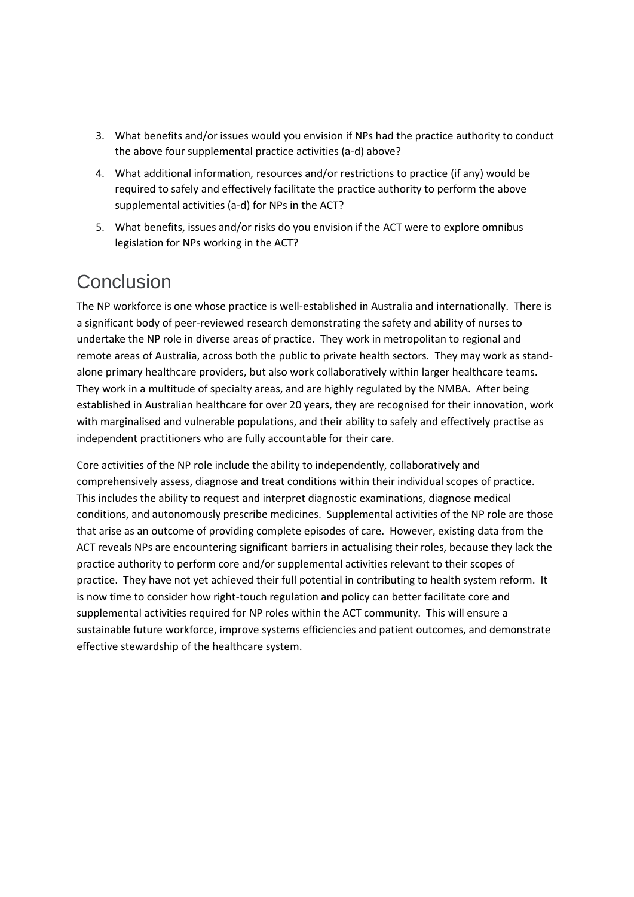3. What benefits and/or issues would you envision if NPs had the practice authority to conduct the above four supplemental practice activities (a-d) above?
4. What additional information, resources and/or restrictions to practice (if any) would be required to safely and effectively facilitate the practice authority to perform the above supplemental activities (a-d) for NPs in the ACT?
5. What benefits, issues and/or risks do you envision if the ACT were to explore omnibus legislation for NPs working in the ACT?

# Conclusion

The NP workforce is one whose practice is well-established in Australia and internationally. There is a significant body of peer-reviewed research demonstrating the safety and ability of nurses to undertake the NP role in diverse areas of practice. They work in metropolitan to regional and remote areas of Australia, across both the public to private health sectors. They may work as stand-alone primary healthcare providers, but also work collaboratively within larger healthcare teams. They work in a multitude of specialty areas, and are highly regulated by the NMBA. After being established in Australian healthcare for over 20 years, they are recognised for their innovation, work with marginalised and vulnerable populations, and their ability to safely and effectively practise as independent practitioners who are fully accountable for their care.

Core activities of the NP role include the ability to independently, collaboratively and comprehensively assess, diagnose and treat conditions within their individual scopes of practice. This includes the ability to request and interpret diagnostic examinations, diagnose medical conditions, and autonomously prescribe medicines. Supplemental activities of the NP role are those that arise as an outcome of providing complete episodes of care. However, existing data from the ACT reveals NPs are encountering significant barriers in actualising their roles, because they lack the practice authority to perform core and/or supplemental activities relevant to their scopes of practice. They have not yet achieved their full potential in contributing to health system reform. It is now time to consider how right-touch regulation and policy can better facilitate core and supplemental activities required for NP roles within the ACT community. This will ensure a sustainable future workforce, improve systems efficiencies and patient outcomes, and demonstrate effective stewardship of the healthcare system.